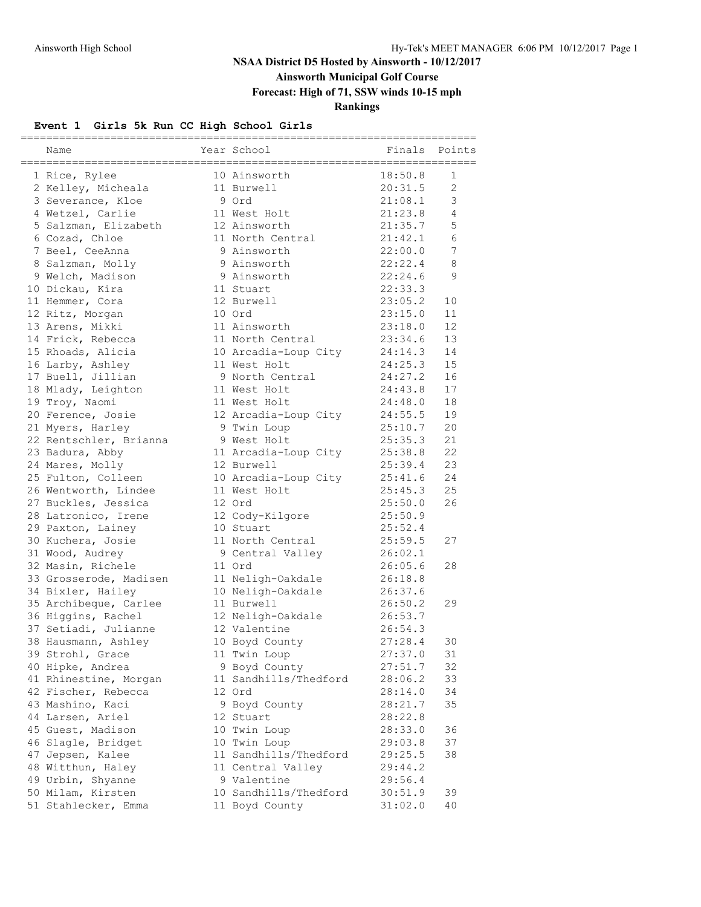# NSAA District D5 Hosted by Ainsworth - 10/12/2017

**Ainsworth Municipal Golf Course**

**Forecast: High of 71, SSW winds 10-15 mph**

**Rankings**

### Event 1 Girls 5k Run CC High School Girls

| | Name | Year | School | Finals | Points |
|---|---|---|---|---|---|
| 1 | Rice, Rylee | 10 | Ainsworth | 18:50.8 | 1 |
| 2 | Kelley, Micheala | 11 | Burwell | 20:31.5 | 2 |
| 3 | Severance, Kloe | 9 | Ord | 21:08.1 | 3 |
| 4 | Wetzel, Carlie | 11 | West Holt | 21:23.8 | 4 |
| 5 | Salzman, Elizabeth | 12 | Ainsworth | 21:35.7 | 5 |
| 6 | Cozad, Chloe | 11 | North Central | 21:42.1 | 6 |
| 7 | Beel, CeeAnna | 9 | Ainsworth | 22:00.0 | 7 |
| 8 | Salzman, Molly | 9 | Ainsworth | 22:22.4 | 8 |
| 9 | Welch, Madison | 9 | Ainsworth | 22:24.6 | 9 |
| 10 | Dickau, Kira | 11 | Stuart | 22:33.3 | |
| 11 | Hemmer, Cora | 12 | Burwell | 23:05.2 | 10 |
| 12 | Ritz, Morgan | 10 | Ord | 23:15.0 | 11 |
| 13 | Arens, Mikki | 11 | Ainsworth | 23:18.0 | 12 |
| 14 | Frick, Rebecca | 11 | North Central | 23:34.6 | 13 |
| 15 | Rhoads, Alicia | 10 | Arcadia-Loup City | 24:14.3 | 14 |
| 16 | Larby, Ashley | 11 | West Holt | 24:25.3 | 15 |
| 17 | Buell, Jillian | 9 | North Central | 24:27.2 | 16 |
| 18 | Mlady, Leighton | 11 | West Holt | 24:43.8 | 17 |
| 19 | Troy, Naomi | 11 | West Holt | 24:48.0 | 18 |
| 20 | Ference, Josie | 12 | Arcadia-Loup City | 24:55.5 | 19 |
| 21 | Myers, Harley | 9 | Twin Loup | 25:10.7 | 20 |
| 22 | Rentschler, Brianna | 9 | West Holt | 25:35.3 | 21 |
| 23 | Badura, Abby | 11 | Arcadia-Loup City | 25:38.8 | 22 |
| 24 | Mares, Molly | 12 | Burwell | 25:39.4 | 23 |
| 25 | Fulton, Colleen | 10 | Arcadia-Loup City | 25:41.6 | 24 |
| 26 | Wentworth, Lindee | 11 | West Holt | 25:45.3 | 25 |
| 27 | Buckles, Jessica | 12 | Ord | 25:50.0 | 26 |
| 28 | Latronico, Irene | 12 | Cody-Kilgore | 25:50.9 | |
| 29 | Paxton, Lainey | 10 | Stuart | 25:52.4 | |
| 30 | Kuchera, Josie | 11 | North Central | 25:59.5 | 27 |
| 31 | Wood, Audrey | 9 | Central Valley | 26:02.1 | |
| 32 | Masin, Richele | 11 | Ord | 26:05.6 | 28 |
| 33 | Grosserode, Madisen | 11 | Neligh-Oakdale | 26:18.8 | |
| 34 | Bixler, Hailey | 10 | Neligh-Oakdale | 26:37.6 | |
| 35 | Archibeque, Carlee | 11 | Burwell | 26:50.2 | 29 |
| 36 | Higgins, Rachel | 12 | Neligh-Oakdale | 26:53.7 | |
| 37 | Setiadi, Julianne | 12 | Valentine | 26:54.3 | |
| 38 | Hausmann, Ashley | 10 | Boyd County | 27:28.4 | 30 |
| 39 | Strohl, Grace | 11 | Twin Loup | 27:37.0 | 31 |
| 40 | Hipke, Andrea | 9 | Boyd County | 27:51.7 | 32 |
| 41 | Rhinestine, Morgan | 11 | Sandhills/Thedford | 28:06.2 | 33 |
| 42 | Fischer, Rebecca | 12 | Ord | 28:14.0 | 34 |
| 43 | Mashino, Kaci | 9 | Boyd County | 28:21.7 | 35 |
| 44 | Larsen, Ariel | 12 | Stuart | 28:22.8 | |
| 45 | Guest, Madison | 10 | Twin Loup | 28:33.0 | 36 |
| 46 | Slagle, Bridget | 10 | Twin Loup | 29:03.8 | 37 |
| 47 | Jepsen, Kalee | 11 | Sandhills/Thedford | 29:25.5 | 38 |
| 48 | Witthun, Haley | 11 | Central Valley | 29:44.2 | |
| 49 | Urbin, Shyanne | 9 | Valentine | 29:56.4 | |
| 50 | Milam, Kirsten | 10 | Sandhills/Thedford | 30:51.9 | 39 |
| 51 | Stahlecker, Emma | 11 | Boyd County | 31:02.0 | 40 |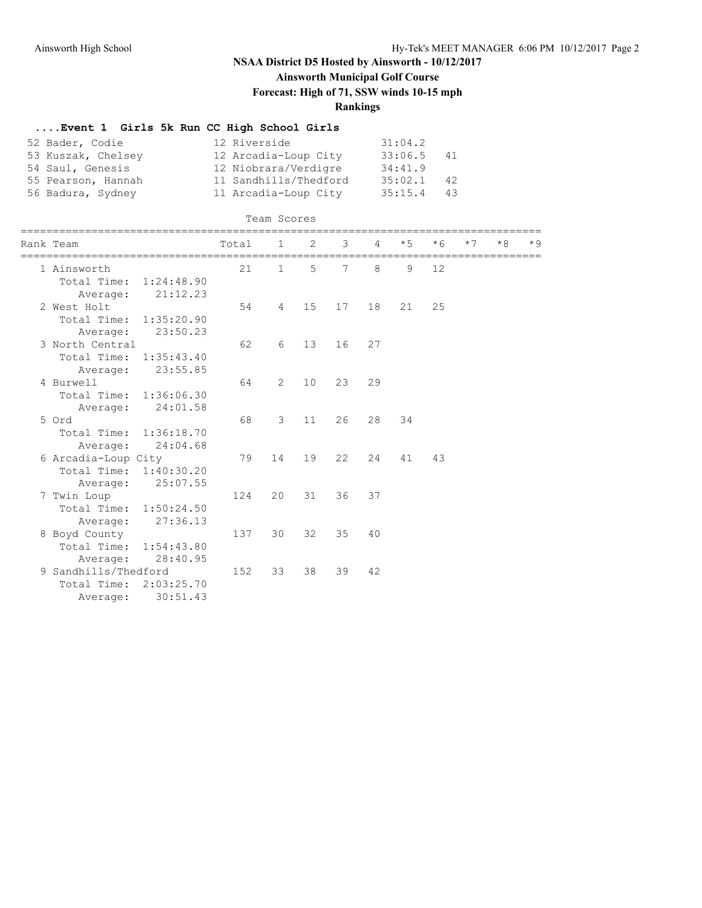## NSAA District D5 Hosted by Ainsworth - 10/12/2017

**Ainsworth Municipal Golf Course**

**Forecast: High of 71, SSW winds 10-15 mph**

**Rankings**

### ....Event 1 Girls 5k Run CC High School Girls

| Place | Name | Yr | School | Time | Points |
|---|---|---|---|---|---|
| 52 | Bader, Codie | 12 | Riverside | 31:04.2 | |
| 53 | Kuszak, Chelsey | 12 | Arcadia-Loup City | 33:06.5 | 41 |
| 54 | Saul, Genesis | 12 | Niobrara/Verdigre | 34:41.9 | |
| 55 | Pearson, Hannah | 11 | Sandhills/Thedford | 35:02.1 | 42 |
| 56 | Badura, Sydney | 11 | Arcadia-Loup City | 35:15.4 | 43 |

Team Scores

| Rank | Team | Total | 1 | 2 | 3 | 4 | *5 | *6 | *7 | *8 | *9 |
|---|---|---|---|---|---|---|---|---|---|---|---|
| 1 | Ainsworth | 21 | 1 | 5 | 7 | 8 | 9 | 12 | | | |
| | Total Time: 1:24:48.90 | | | | | | | | | | |
| | Average: 21:12.23 | | | | | | | | | | |
| 2 | West Holt | 54 | 4 | 15 | 17 | 18 | 21 | 25 | | | |
| | Total Time: 1:35:20.90 | | | | | | | | | | |
| | Average: 23:50.23 | | | | | | | | | | |
| 3 | North Central | 62 | 6 | 13 | 16 | 27 | | | | | |
| | Total Time: 1:35:43.40 | | | | | | | | | | |
| | Average: 23:55.85 | | | | | | | | | | |
| 4 | Burwell | 64 | 2 | 10 | 23 | 29 | | | | | |
| | Total Time: 1:36:06.30 | | | | | | | | | | |
| | Average: 24:01.58 | | | | | | | | | | |
| 5 | Ord | 68 | 3 | 11 | 26 | 28 | 34 | | | | |
| | Total Time: 1:36:18.70 | | | | | | | | | | |
| | Average: 24:04.68 | | | | | | | | | | |
| 6 | Arcadia-Loup City | 79 | 14 | 19 | 22 | 24 | 41 | 43 | | | |
| | Total Time: 1:40:30.20 | | | | | | | | | | |
| | Average: 25:07.55 | | | | | | | | | | |
| 7 | Twin Loup | 124 | 20 | 31 | 36 | 37 | | | | | |
| | Total Time: 1:50:24.50 | | | | | | | | | | |
| | Average: 27:36.13 | | | | | | | | | | |
| 8 | Boyd County | 137 | 30 | 32 | 35 | 40 | | | | | |
| | Total Time: 1:54:43.80 | | | | | | | | | | |
| | Average: 28:40.95 | | | | | | | | | | |
| 9 | Sandhills/Thedford | 152 | 33 | 38 | 39 | 42 | | | | | |
| | Total Time: 2:03:25.70 | | | | | | | | | | |
| | Average: 30:51.43 | | | | | | | | | | |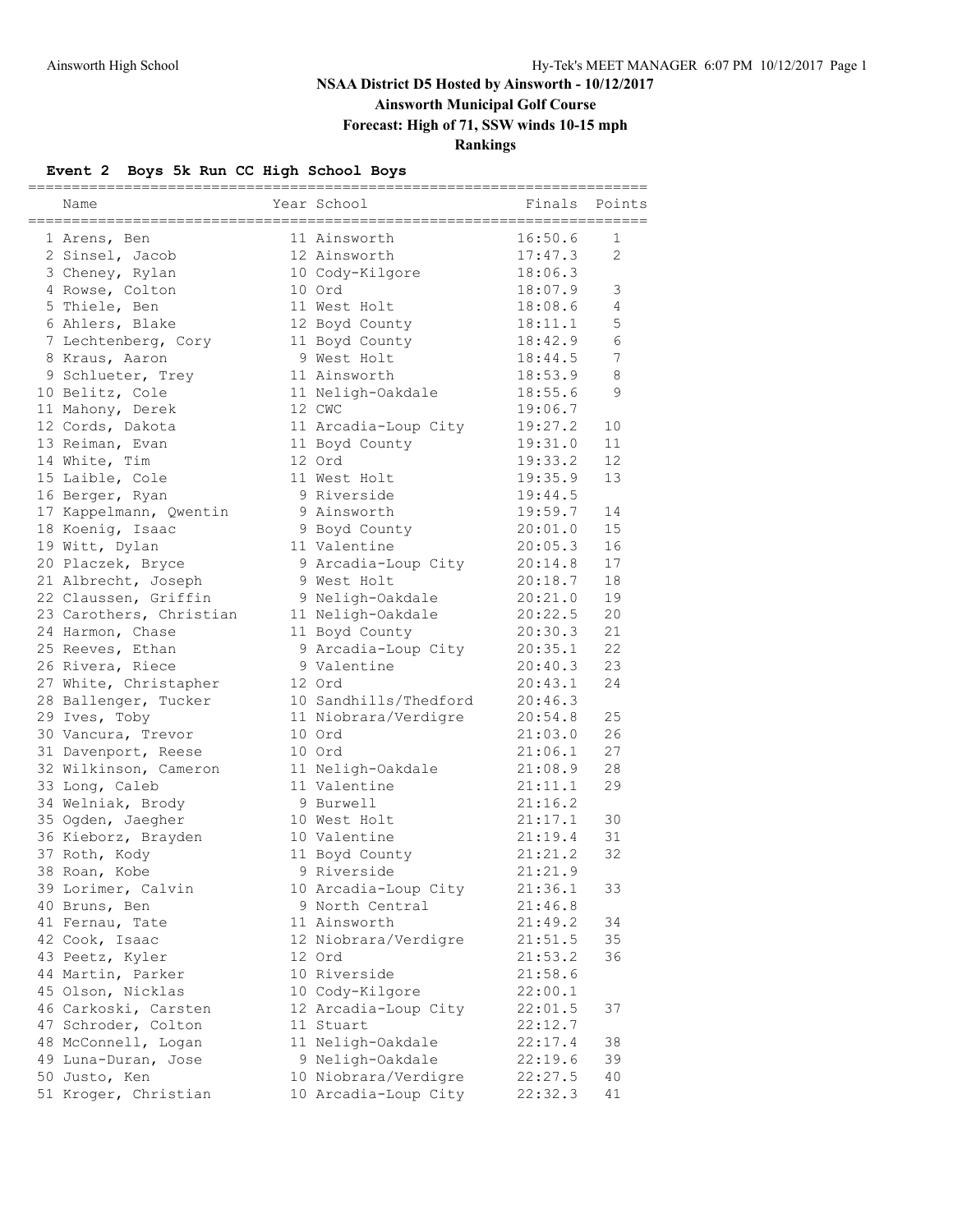# NSAA District D5 Hosted by Ainsworth - 10/12/2017

## Ainsworth Municipal Golf Course

### Forecast: High of 71, SSW winds 10-15 mph

### Rankings

#### Event 2 Boys 5k Run CC High School Boys

| | Name | Year | School | Finals | Points |
|---|---|---|---|---|---|
| 1 | Arens, Ben | 11 | Ainsworth | 16:50.6 | 1 |
| 2 | Sinsel, Jacob | 12 | Ainsworth | 17:47.3 | 2 |
| 3 | Cheney, Rylan | 10 | Cody-Kilgore | 18:06.3 | |
| 4 | Rowse, Colton | 10 | Ord | 18:07.9 | 3 |
| 5 | Thiele, Ben | 11 | West Holt | 18:08.6 | 4 |
| 6 | Ahlers, Blake | 12 | Boyd County | 18:11.1 | 5 |
| 7 | Lechtenberg, Cory | 11 | Boyd County | 18:42.9 | 6 |
| 8 | Kraus, Aaron | 9 | West Holt | 18:44.5 | 7 |
| 9 | Schlueter, Trey | 11 | Ainsworth | 18:53.9 | 8 |
| 10 | Belitz, Cole | 11 | Neligh-Oakdale | 18:55.6 | 9 |
| 11 | Mahony, Derek | 12 | CWC | 19:06.7 | |
| 12 | Cords, Dakota | 11 | Arcadia-Loup City | 19:27.2 | 10 |
| 13 | Reiman, Evan | 11 | Boyd County | 19:31.0 | 11 |
| 14 | White, Tim | 12 | Ord | 19:33.2 | 12 |
| 15 | Laible, Cole | 11 | West Holt | 19:35.9 | 13 |
| 16 | Berger, Ryan | 9 | Riverside | 19:44.5 | |
| 17 | Kappelmann, Qwentin | 9 | Ainsworth | 19:59.7 | 14 |
| 18 | Koenig, Isaac | 9 | Boyd County | 20:01.0 | 15 |
| 19 | Witt, Dylan | 11 | Valentine | 20:05.3 | 16 |
| 20 | Placzek, Bryce | 9 | Arcadia-Loup City | 20:14.8 | 17 |
| 21 | Albrecht, Joseph | 9 | West Holt | 20:18.7 | 18 |
| 22 | Claussen, Griffin | 9 | Neligh-Oakdale | 20:21.0 | 19 |
| 23 | Carothers, Christian | 11 | Neligh-Oakdale | 20:22.5 | 20 |
| 24 | Harmon, Chase | 11 | Boyd County | 20:30.3 | 21 |
| 25 | Reeves, Ethan | 9 | Arcadia-Loup City | 20:35.1 | 22 |
| 26 | Rivera, Riece | 9 | Valentine | 20:40.3 | 23 |
| 27 | White, Christopher | 12 | Ord | 20:43.1 | 24 |
| 28 | Ballenger, Tucker | 10 | Sandhills/Thedford | 20:46.3 | |
| 29 | Ives, Toby | 11 | Niobrara/Verdigre | 20:54.8 | 25 |
| 30 | Vancura, Trevor | 10 | Ord | 21:03.0 | 26 |
| 31 | Davenport, Reese | 10 | Ord | 21:06.1 | 27 |
| 32 | Wilkinson, Cameron | 11 | Neligh-Oakdale | 21:08.9 | 28 |
| 33 | Long, Caleb | 11 | Valentine | 21:11.1 | 29 |
| 34 | Welniak, Brody | 9 | Burwell | 21:16.2 | |
| 35 | Ogden, Jaegher | 10 | West Holt | 21:17.1 | 30 |
| 36 | Kieborz, Brayden | 10 | Valentine | 21:19.4 | 31 |
| 37 | Roth, Kody | 11 | Boyd County | 21:21.2 | 32 |
| 38 | Roan, Kobe | 9 | Riverside | 21:21.9 | |
| 39 | Lorimer, Calvin | 10 | Arcadia-Loup City | 21:36.1 | 33 |
| 40 | Bruns, Ben | 9 | North Central | 21:46.8 | |
| 41 | Fernau, Tate | 11 | Ainsworth | 21:49.2 | 34 |
| 42 | Cook, Isaac | 12 | Niobrara/Verdigre | 21:51.5 | 35 |
| 43 | Peetz, Kyler | 12 | Ord | 21:53.2 | 36 |
| 44 | Martin, Parker | 10 | Riverside | 21:58.6 | |
| 45 | Olson, Nicklas | 10 | Cody-Kilgore | 22:00.1 | |
| 46 | Carkoski, Carsten | 12 | Arcadia-Loup City | 22:01.5 | 37 |
| 47 | Schroder, Colton | 11 | Stuart | 22:12.7 | |
| 48 | McConnell, Logan | 11 | Neligh-Oakdale | 22:17.4 | 38 |
| 49 | Luna-Duran, Jose | 9 | Neligh-Oakdale | 22:19.6 | 39 |
| 50 | Justo, Ken | 10 | Niobrara/Verdigre | 22:27.5 | 40 |
| 51 | Kroger, Christian | 10 | Arcadia-Loup City | 22:32.3 | 41 |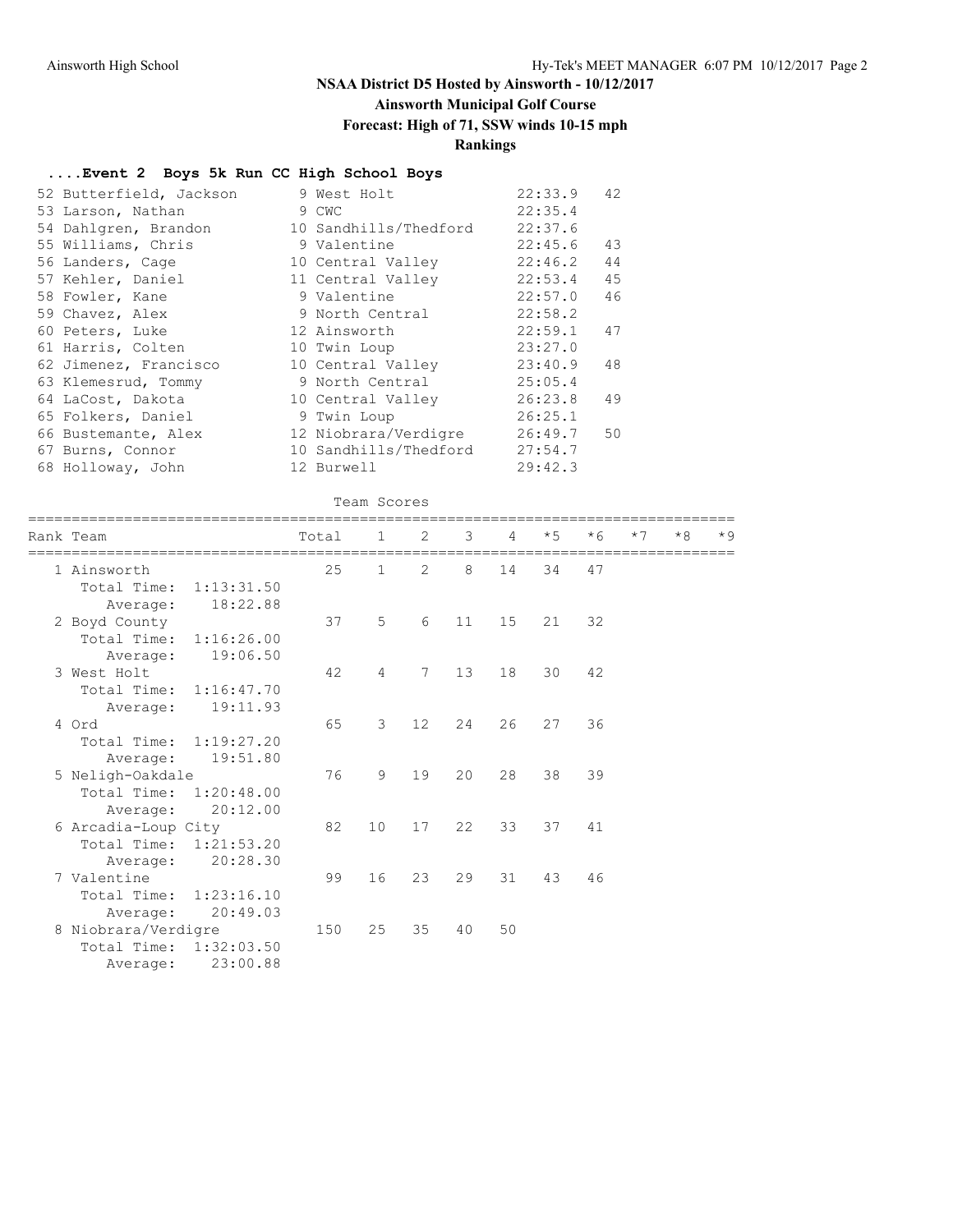# NSAA District D5 Hosted by Ainsworth - 10/12/2017

## Ainsworth Municipal Golf Course

## Forecast: High of 71, SSW winds 10-15 mph

## Rankings

### ....Event 2 Boys 5k Run CC High School Boys

| Place | Name | Yr | School | Time | Points |
|---|---|---|---|---|---|
| 52 | Butterfield, Jackson | 9 | West Holt | 22:33.9 | 42 |
| 53 | Larson, Nathan | 9 | CWC | 22:35.4 | |
| 54 | Dahlgren, Brandon | 10 | Sandhills/Thedford | 22:37.6 | |
| 55 | Williams, Chris | 9 | Valentine | 22:45.6 | 43 |
| 56 | Landers, Cage | 10 | Central Valley | 22:46.2 | 44 |
| 57 | Kehler, Daniel | 11 | Central Valley | 22:53.4 | 45 |
| 58 | Fowler, Kane | 9 | Valentine | 22:57.0 | 46 |
| 59 | Chavez, Alex | 9 | North Central | 22:58.2 | |
| 60 | Peters, Luke | 12 | Ainsworth | 22:59.1 | 47 |
| 61 | Harris, Colten | 10 | Twin Loup | 23:27.0 | |
| 62 | Jimenez, Francisco | 10 | Central Valley | 23:40.9 | 48 |
| 63 | Klemesrud, Tommy | 9 | North Central | 25:05.4 | |
| 64 | LaCost, Dakota | 10 | Central Valley | 26:23.8 | 49 |
| 65 | Folkers, Daniel | 9 | Twin Loup | 26:25.1 | |
| 66 | Bustemante, Alex | 12 | Niobrara/Verdigre | 26:49.7 | 50 |
| 67 | Burns, Connor | 10 | Sandhills/Thedford | 27:54.7 | |
| 68 | Holloway, John | 12 | Burwell | 29:42.3 | |

### Team Scores

| Rank | Team | Total | 1 | 2 | 3 | 4 | *5 | *6 | *7 | *8 | *9 |
|---|---|---|---|---|---|---|---|---|---|---|---|
| 1 | Ainsworth | 25 | 1 | 2 | 8 | 14 | 34 | 47 | | | |
| | Total Time: 1:13:31.50 | | | | | | | | | | |
| | Average: 18:22.88 | | | | | | | | | | |
| 2 | Boyd County | 37 | 5 | 6 | 11 | 15 | 21 | 32 | | | |
| | Total Time: 1:16:26.00 | | | | | | | | | | |
| | Average: 19:06.50 | | | | | | | | | | |
| 3 | West Holt | 42 | 4 | 7 | 13 | 18 | 30 | 42 | | | |
| | Total Time: 1:16:47.70 | | | | | | | | | | |
| | Average: 19:11.93 | | | | | | | | | | |
| 4 | Ord | 65 | 3 | 12 | 24 | 26 | 27 | 36 | | | |
| | Total Time: 1:19:27.20 | | | | | | | | | | |
| | Average: 19:51.80 | | | | | | | | | | |
| 5 | Neligh-Oakdale | 76 | 9 | 19 | 20 | 28 | 38 | 39 | | | |
| | Total Time: 1:20:48.00 | | | | | | | | | | |
| | Average: 20:12.00 | | | | | | | | | | |
| 6 | Arcadia-Loup City | 82 | 10 | 17 | 22 | 33 | 37 | 41 | | | |
| | Total Time: 1:21:53.20 | | | | | | | | | | |
| | Average: 20:28.30 | | | | | | | | | | |
| 7 | Valentine | 99 | 16 | 23 | 29 | 31 | 43 | 46 | | | |
| | Total Time: 1:23:16.10 | | | | | | | | | | |
| | Average: 20:49.03 | | | | | | | | | | |
| 8 | Niobrara/Verdigre | 150 | 25 | 35 | 40 | 50 | | | | | |
| | Total Time: 1:32:03.50 | | | | | | | | | | |
| | Average: 23:00.88 | | | | | | | | | | |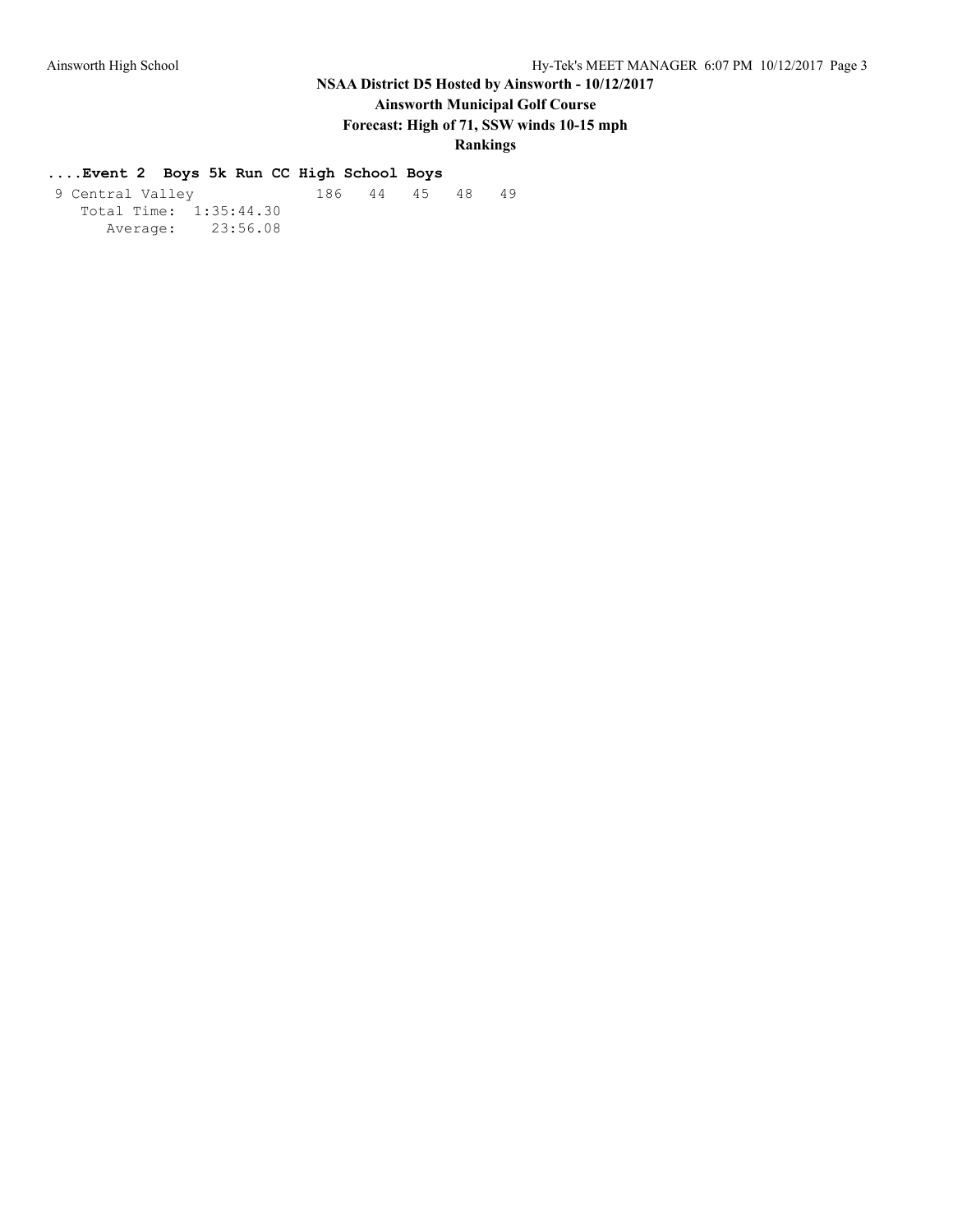# NSAA District D5 Hosted by Ainsworth - 10/12/2017

## Ainsworth Municipal Golf Course

## Forecast: High of 71, SSW winds 10-15 mph

## Rankings

**....Event 2 Boys 5k Run CC High School Boys**

```
 9 Central Valley              186    44    45    48    49
    Total Time:  1:35:44.30
       Average:     23:56.08
```